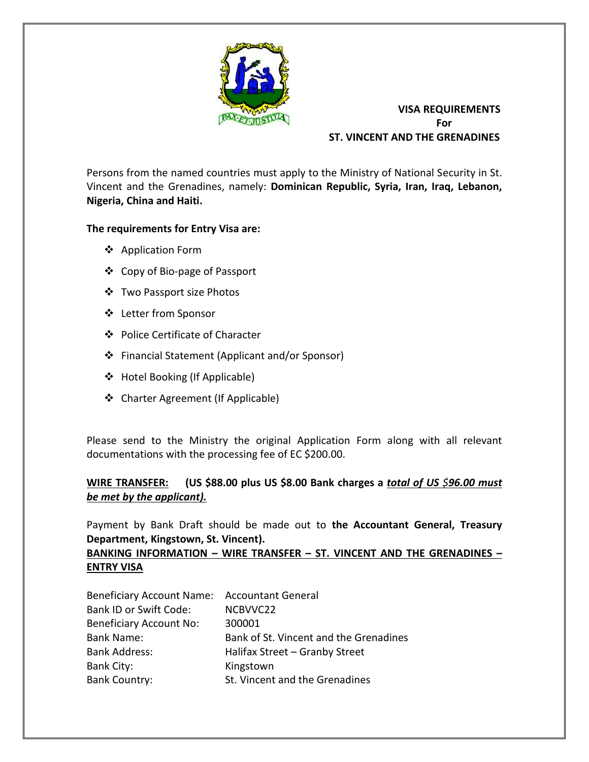# VISA REQUIREMENTS
# For
# ST. VINCENT AND THE GRENADINES

Persons from the named countries must apply to the Ministry of National Security in St. Vincent and the Grenadines, namely: **Dominican Republic, Syria, Iran, Iraq, Lebanon, Nigeria, China and Haiti.**

**The requirements for Entry Visa are:**

- Application Form
- Copy of Bio-page of Passport
- Two Passport size Photos
- Letter from Sponsor
- Police Certificate of Character
- Financial Statement (Applicant and/or Sponsor)
- Hotel Booking (If Applicable)
- Charter Agreement (If Applicable)

Please send to the Ministry the original Application Form along with all relevant documentations with the processing fee of EC $200.00.

**WIRE TRANSFER:** **(US $88.00 plus US $8.00 Bank charges a *total of US $96.00 must be met by the applicant).***

Payment by Bank Draft should be made out to **the Accountant General, Treasury Department, Kingstown, St. Vincent).**

**BANKING INFORMATION – WIRE TRANSFER – ST. VINCENT AND THE GRENADINES – ENTRY VISA**

| | |
|---|---|
| Beneficiary Account Name: | Accountant General |
| Bank ID or Swift Code: | NCBVVC22 |
| Beneficiary Account No: | 300001 |
| Bank Name: | Bank of St. Vincent and the Grenadines |
| Bank Address: | Halifax Street – Granby Street |
| Bank City: | Kingstown |
| Bank Country: | St. Vincent and the Grenadines |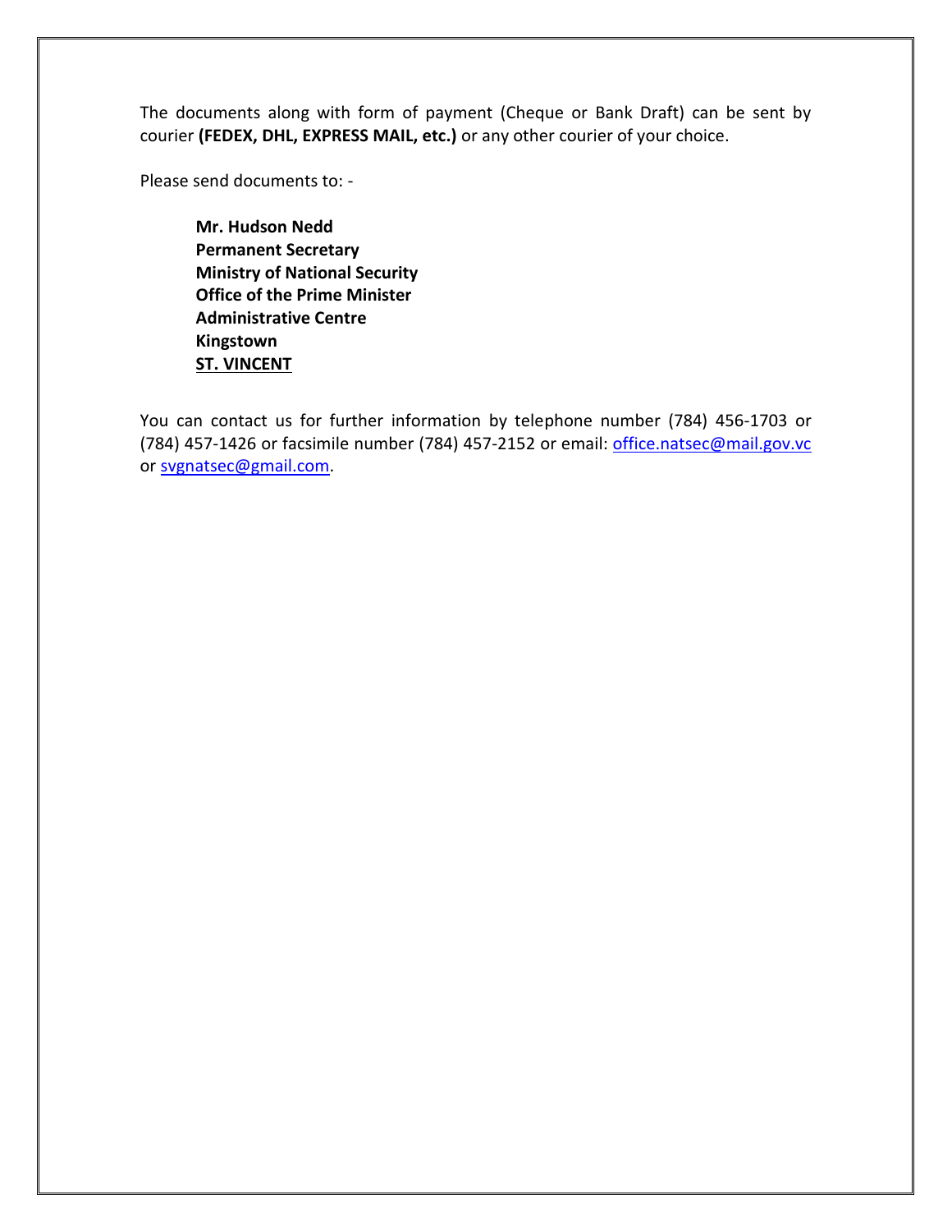The documents along with form of payment (Cheque or Bank Draft) can be sent by courier **(FEDEX, DHL, EXPRESS MAIL, etc.)** or any other courier of your choice.

Please send documents to: -

> **Mr. Hudson Nedd**
> **Permanent Secretary**
> **Ministry of National Security**
> **Office of the Prime Minister**
> **Administrative Centre**
> **Kingstown**
> **ST. VINCENT**

You can contact us for further information by telephone number (784) 456-1703 or (784) 457-1426 or facsimile number (784) 457-2152 or email: office.natsec@mail.gov.vc or svgnatsec@gmail.com.